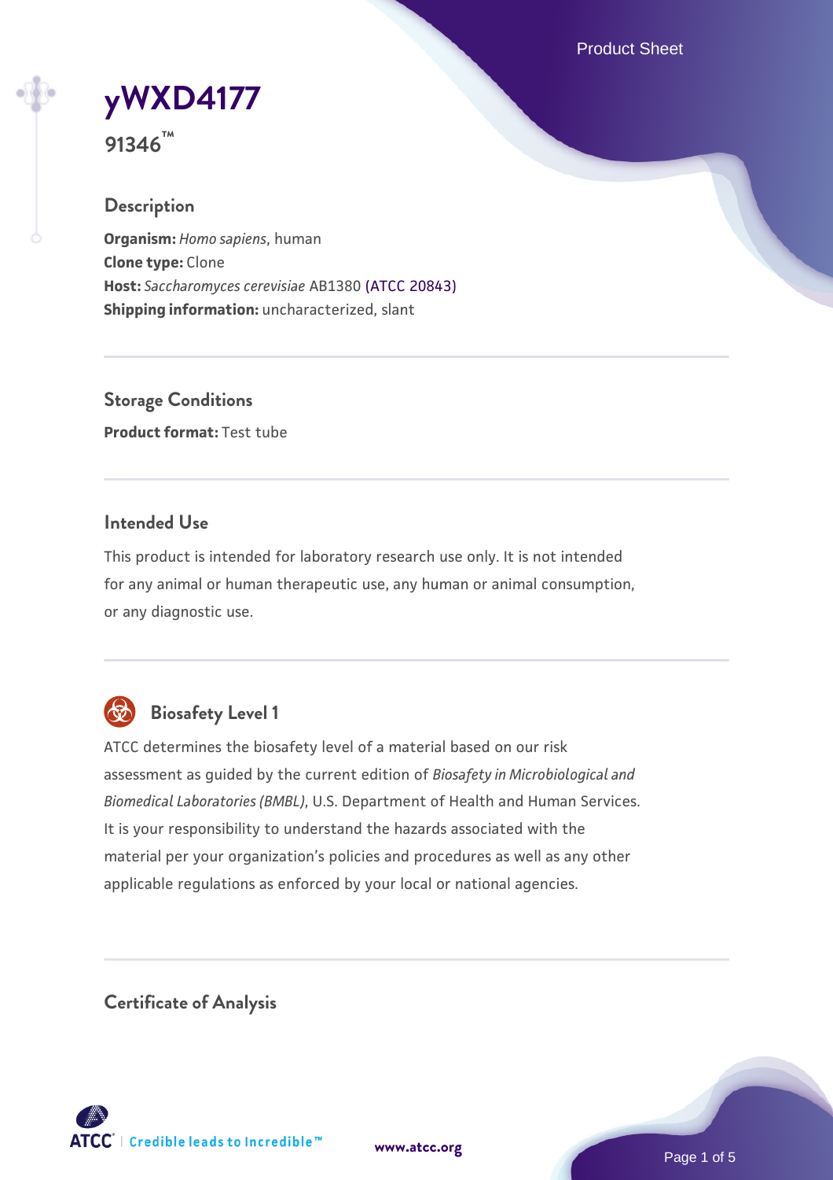# yWXD4177

**91346™**

## Description

**Organism:** *Homo sapiens*, human
**Clone type:** Clone
**Host:** *Saccharomyces cerevisiae* AB1380 (ATCC 20843)
**Shipping information:** uncharacterized, slant

## Storage Conditions

**Product format:** Test tube

## Intended Use

This product is intended for laboratory research use only. It is not intended for any animal or human therapeutic use, any human or animal consumption, or any diagnostic use.

## Biosafety Level 1

ATCC determines the biosafety level of a material based on our risk assessment as guided by the current edition of *Biosafety in Microbiological and Biomedical Laboratories (BMBL)*, U.S. Department of Health and Human Services. It is your responsibility to understand the hazards associated with the material per your organization's policies and procedures as well as any other applicable regulations as enforced by your local or national agencies.

## Certificate of Analysis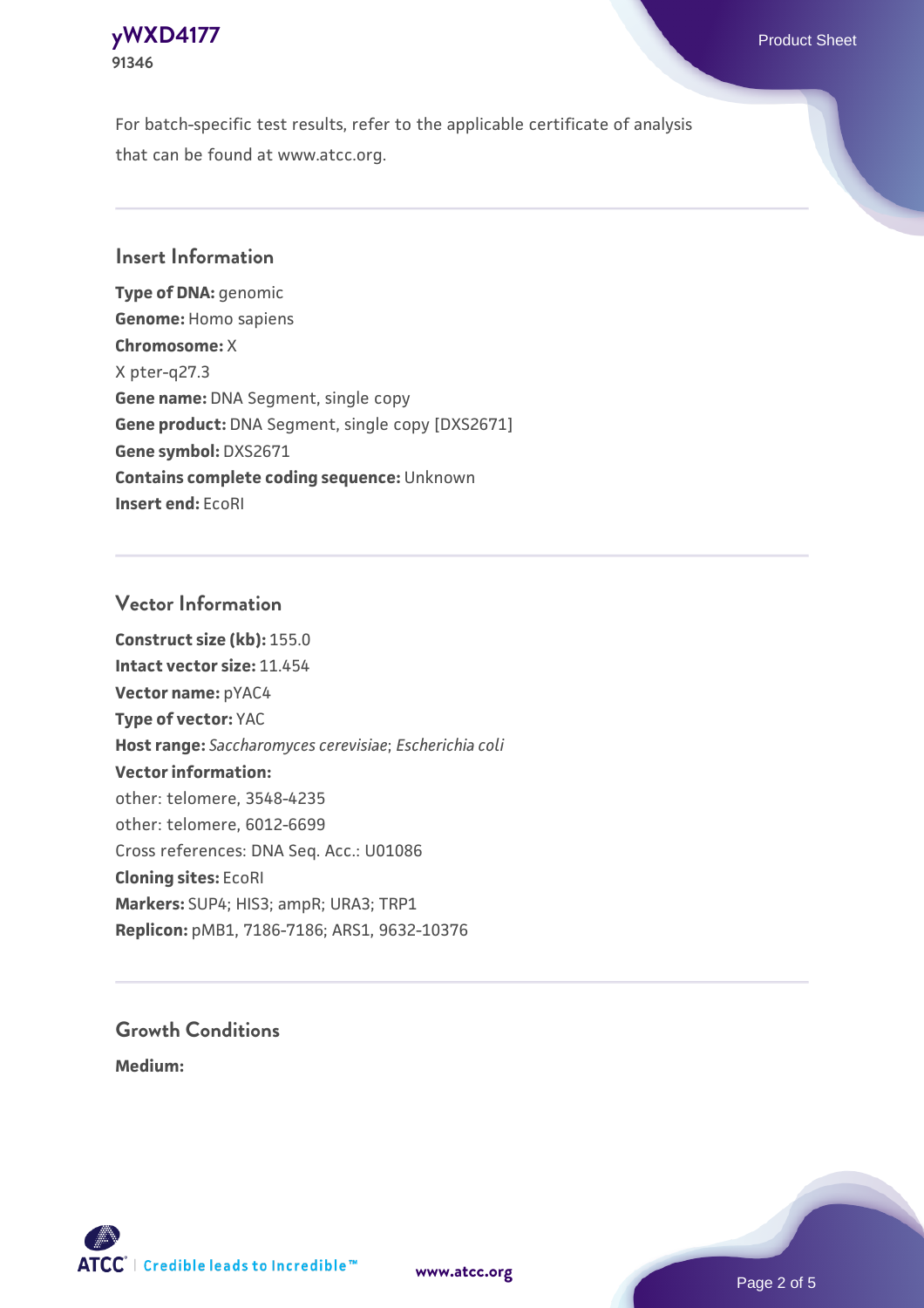For batch-specific test results, refer to the applicable certificate of analysis that can be found at www.atcc.org.

## Insert Information

**Type of DNA:** genomic
**Genome:** Homo sapiens
**Chromosome:** X
X pter-q27.3
**Gene name:** DNA Segment, single copy
**Gene product:** DNA Segment, single copy [DXS2671]
**Gene symbol:** DXS2671
**Contains complete coding sequence:** Unknown
**Insert end:** EcoRI

## Vector Information

**Construct size (kb):** 155.0
**Intact vector size:** 11.454
**Vector name:** pYAC4
**Type of vector:** YAC
**Host range:** *Saccharomyces cerevisiae*; *Escherichia coli*
**Vector information:**
other: telomere, 3548-4235
other: telomere, 6012-6699
Cross references: DNA Seq. Acc.: U01086
**Cloning sites:** EcoRI
**Markers:** SUP4; HIS3; ampR; URA3; TRP1
**Replicon:** pMB1, 7186-7186; ARS1, 9632-10376

## Growth Conditions

**Medium:**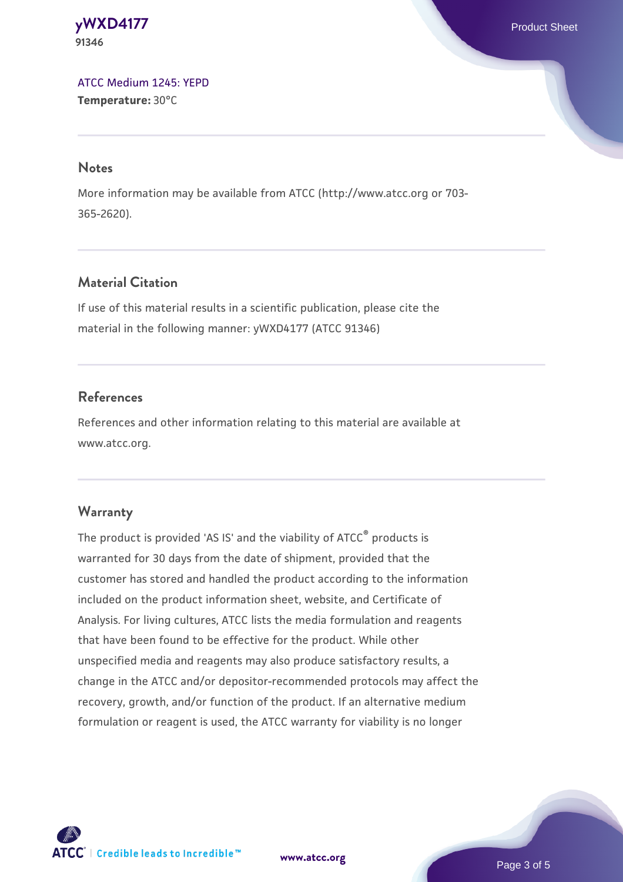[ATCC Medium 1245: YEPD](#)
**Temperature:** 30°C

## Notes

More information may be available from ATCC (http://www.atcc.org or 703-365-2620).

## Material Citation

If use of this material results in a scientific publication, please cite the material in the following manner: yWXD4177 (ATCC 91346)

## References

References and other information relating to this material are available at www.atcc.org.

## Warranty

The product is provided 'AS IS' and the viability of ATCC® products is warranted for 30 days from the date of shipment, provided that the customer has stored and handled the product according to the information included on the product information sheet, website, and Certificate of Analysis. For living cultures, ATCC lists the media formulation and reagents that have been found to be effective for the product. While other unspecified media and reagents may also produce satisfactory results, a change in the ATCC and/or depositor-recommended protocols may affect the recovery, growth, and/or function of the product. If an alternative medium formulation or reagent is used, the ATCC warranty for viability is no longer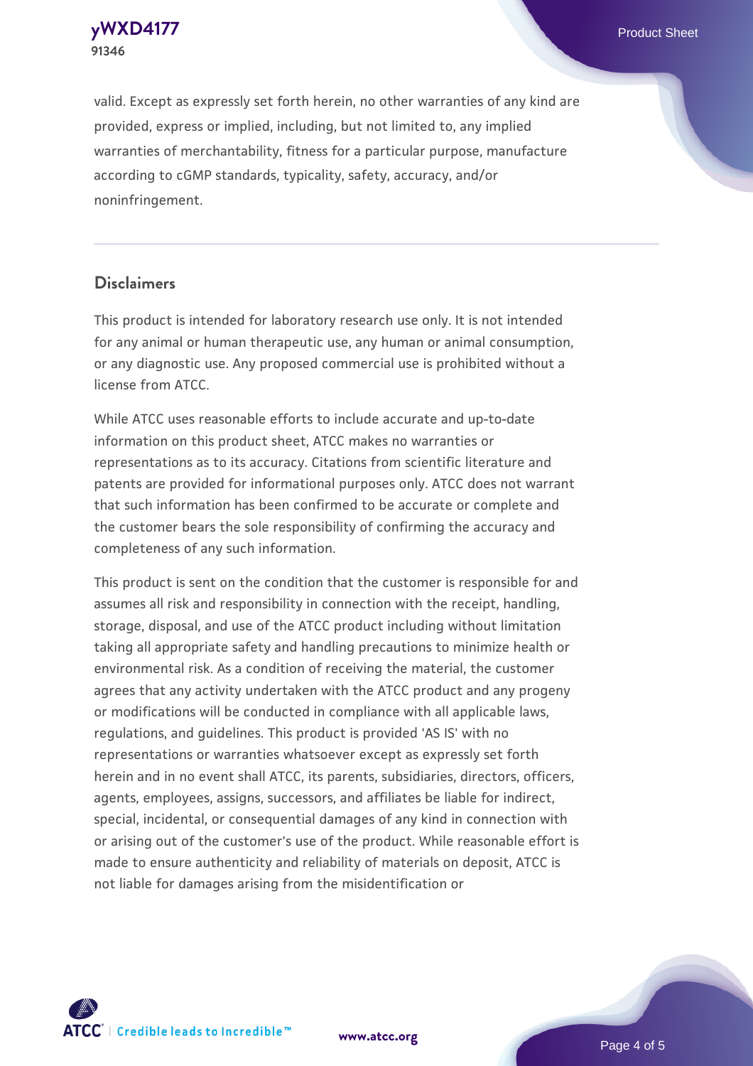valid. Except as expressly set forth herein, no other warranties of any kind are provided, express or implied, including, but not limited to, any implied warranties of merchantability, fitness for a particular purpose, manufacture according to cGMP standards, typicality, safety, accuracy, and/or noninfringement.

## Disclaimers

This product is intended for laboratory research use only. It is not intended for any animal or human therapeutic use, any human or animal consumption, or any diagnostic use. Any proposed commercial use is prohibited without a license from ATCC.

While ATCC uses reasonable efforts to include accurate and up-to-date information on this product sheet, ATCC makes no warranties or representations as to its accuracy. Citations from scientific literature and patents are provided for informational purposes only. ATCC does not warrant that such information has been confirmed to be accurate or complete and the customer bears the sole responsibility of confirming the accuracy and completeness of any such information.

This product is sent on the condition that the customer is responsible for and assumes all risk and responsibility in connection with the receipt, handling, storage, disposal, and use of the ATCC product including without limitation taking all appropriate safety and handling precautions to minimize health or environmental risk. As a condition of receiving the material, the customer agrees that any activity undertaken with the ATCC product and any progeny or modifications will be conducted in compliance with all applicable laws, regulations, and guidelines. This product is provided 'AS IS' with no representations or warranties whatsoever except as expressly set forth herein and in no event shall ATCC, its parents, subsidiaries, directors, officers, agents, employees, assigns, successors, and affiliates be liable for indirect, special, incidental, or consequential damages of any kind in connection with or arising out of the customer's use of the product. While reasonable effort is made to ensure authenticity and reliability of materials on deposit, ATCC is not liable for damages arising from the misidentification or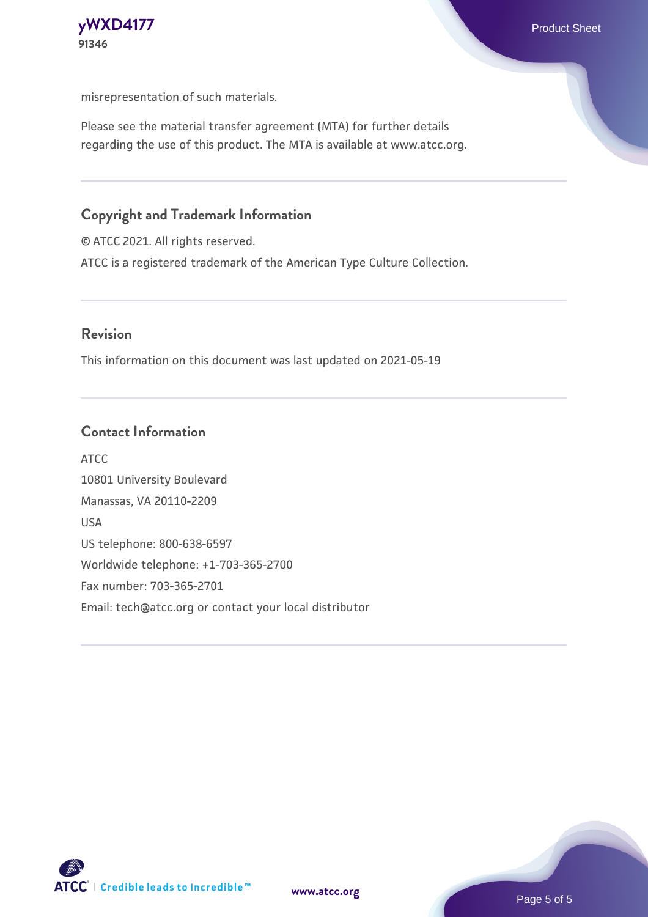misrepresentation of such materials.

Please see the material transfer agreement (MTA) for further details regarding the use of this product. The MTA is available at www.atcc.org.

## Copyright and Trademark Information

© ATCC 2021. All rights reserved.

ATCC is a registered trademark of the American Type Culture Collection.

## Revision

This information on this document was last updated on 2021-05-19

## Contact Information

ATCC
10801 University Boulevard
Manassas, VA 20110-2209
USA
US telephone: 800-638-6597
Worldwide telephone: +1-703-365-2700
Fax number: 703-365-2701
Email: tech@atcc.org or contact your local distributor